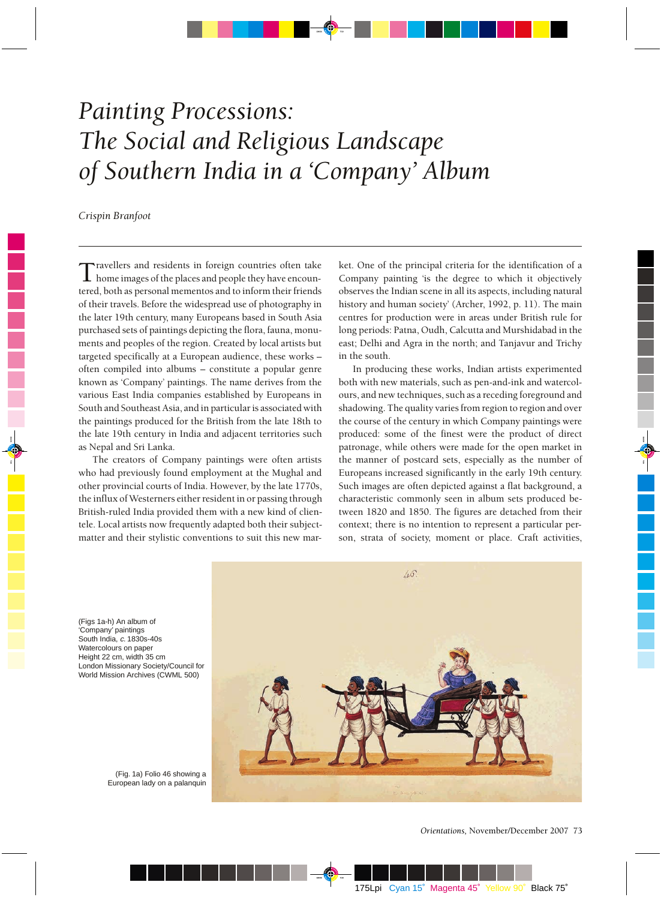# *Painting Processions: The Social and Religious Landscape of Southern India in a 'Company' Album*

*Crispin Branfoot*

Travellers and residents in foreign countries often take home images of the places and people they have encountered, both as personal mementos and to inform their friends of their travels. Before the widespread use of photography in the later 19th century, many Europeans based in South Asia purchased sets of paintings depicting the flora, fauna, monuments and peoples of the region. Created by local artists but targeted specifically at a European audience, these works – often compiled into albums – constitute a popular genre known as 'Company' paintings. The name derives from the various East India companies established by Europeans in South and Southeast Asia, and in particular is associated with the paintings produced for the British from the late 18th to the late 19th century in India and adjacent territories such as Nepal and Sri Lanka.

The creators of Company paintings were often artists who had previously found employment at the Mughal and other provincial courts of India. However, by the late 1770s, the influx of Westerners either resident in or passing through British-ruled India provided them with a new kind of clientele. Local artists now frequently adapted both their subject-matter and their stylistic conventions to suit this new market. One of the principal criteria for the identification of a Company painting 'is the degree to which it objectively observes the Indian scene in all its aspects, including natural history and human society' (Archer, 1992, p. 11). The main centres for production were in areas under British rule for long periods: Patna, Oudh, Calcutta and Murshidabad in the east; Delhi and Agra in the north; and Tanjavur and Trichy in the south.

In producing these works, Indian artists experimented both with new materials, such as pen-and-ink and watercolours, and new techniques, such as a receding foreground and shadowing. The quality varies from region to region and over the course of the century in which Company paintings were produced: some of the finest were the product of direct patronage, while others were made for the open market in the manner of postcard sets, especially as the number of Europeans increased significantly in the early 19th century. Such images are often depicted against a flat background, a characteristic commonly seen in album sets produced between 1820 and 1850. The figures are detached from their context; there is no intention to represent a particular person, strata of society, moment or place. Craft activities,

(Figs 1a-h) An album of 'Company' paintings
South India, *c.* 1830s-40s
Watercolours on paper
Height 22 cm, width 35 cm
London Missionary Society/Council for World Mission Archives (CWML 500)

(Fig. 1a) Folio 46 showing a European lady on a palanquin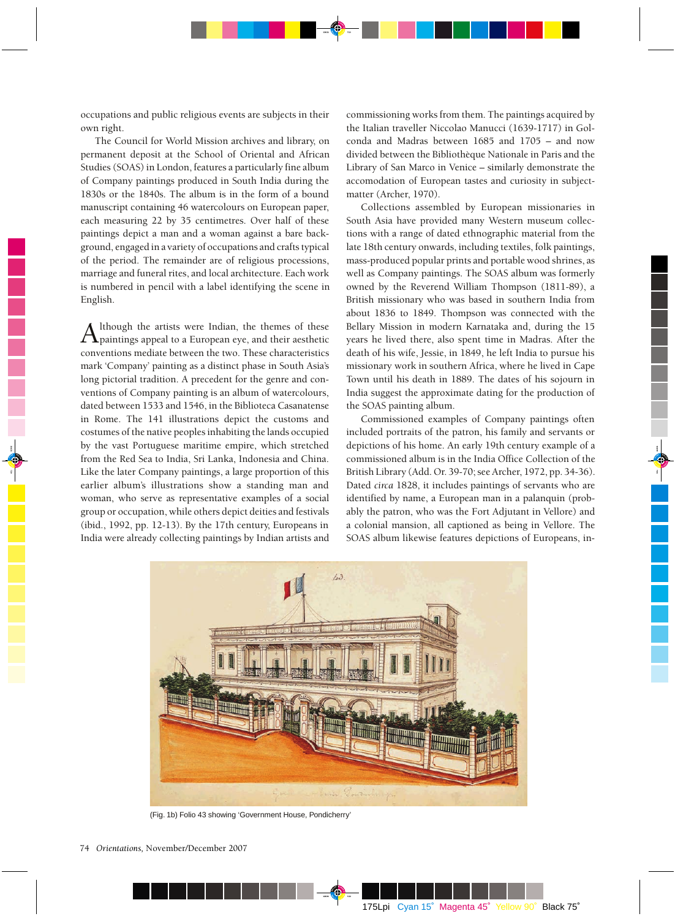occupations and public religious events are subjects in their own right.

The Council for World Mission archives and library, on permanent deposit at the School of Oriental and African Studies (SOAS) in London, features a particularly fine album of Company paintings produced in South India during the 1830s or the 1840s. The album is in the form of a bound manuscript containing 46 watercolours on European paper, each measuring 22 by 35 centimetres. Over half of these paintings depict a man and a woman against a bare background, engaged in a variety of occupations and crafts typical of the period. The remainder are of religious processions, marriage and funeral rites, and local architecture. Each work is numbered in pencil with a label identifying the scene in English.

Although the artists were Indian, the themes of these paintings appeal to a European eye, and their aesthetic conventions mediate between the two. These characteristics mark 'Company' painting as a distinct phase in South Asia's long pictorial tradition. A precedent for the genre and conventions of Company painting is an album of watercolours, dated between 1533 and 1546, in the Biblioteca Casanatense in Rome. The 141 illustrations depict the customs and costumes of the native peoples inhabiting the lands occupied by the vast Portuguese maritime empire, which stretched from the Red Sea to India, Sri Lanka, Indonesia and China. Like the later Company paintings, a large proportion of this earlier album's illustrations show a standing man and woman, who serve as representative examples of a social group or occupation, while others depict deities and festivals (ibid., 1992, pp. 12-13). By the 17th century, Europeans in India were already collecting paintings by Indian artists and commissioning works from them. The paintings acquired by the Italian traveller Niccolao Manucci (1639-1717) in Golconda and Madras between 1685 and 1705 – and now divided between the Bibliothèque Nationale in Paris and the Library of San Marco in Venice – similarly demonstrate the accomodation of European tastes and curiosity in subject-matter (Archer, 1970).

Collections assembled by European missionaries in South Asia have provided many Western museum collections with a range of dated ethnographic material from the late 18th century onwards, including textiles, folk paintings, mass-produced popular prints and portable wood shrines, as well as Company paintings. The SOAS album was formerly owned by the Reverend William Thompson (1811-89), a British missionary who was based in southern India from about 1836 to 1849. Thompson was connected with the Bellary Mission in modern Karnataka and, during the 15 years he lived there, also spent time in Madras. After the death of his wife, Jessie, in 1849, he left India to pursue his missionary work in southern Africa, where he lived in Cape Town until his death in 1889. The dates of his sojourn in India suggest the approximate dating for the production of the SOAS painting album.

Commissioned examples of Company paintings often included portraits of the patron, his family and servants or depictions of his home. An early 19th century example of a commissioned album is in the India Office Collection of the British Library (Add. Or. 39-70; see Archer, 1972, pp. 34-36). Dated *circa* 1828, it includes paintings of servants who are identified by name, a European man in a palanquin (probably the patron, who was the Fort Adjutant in Vellore) and a colonial mansion, all captioned as being in Vellore. The SOAS album likewise features depictions of Europeans, in-

(Fig. 1b) Folio 43 showing 'Government House, Pondicherry'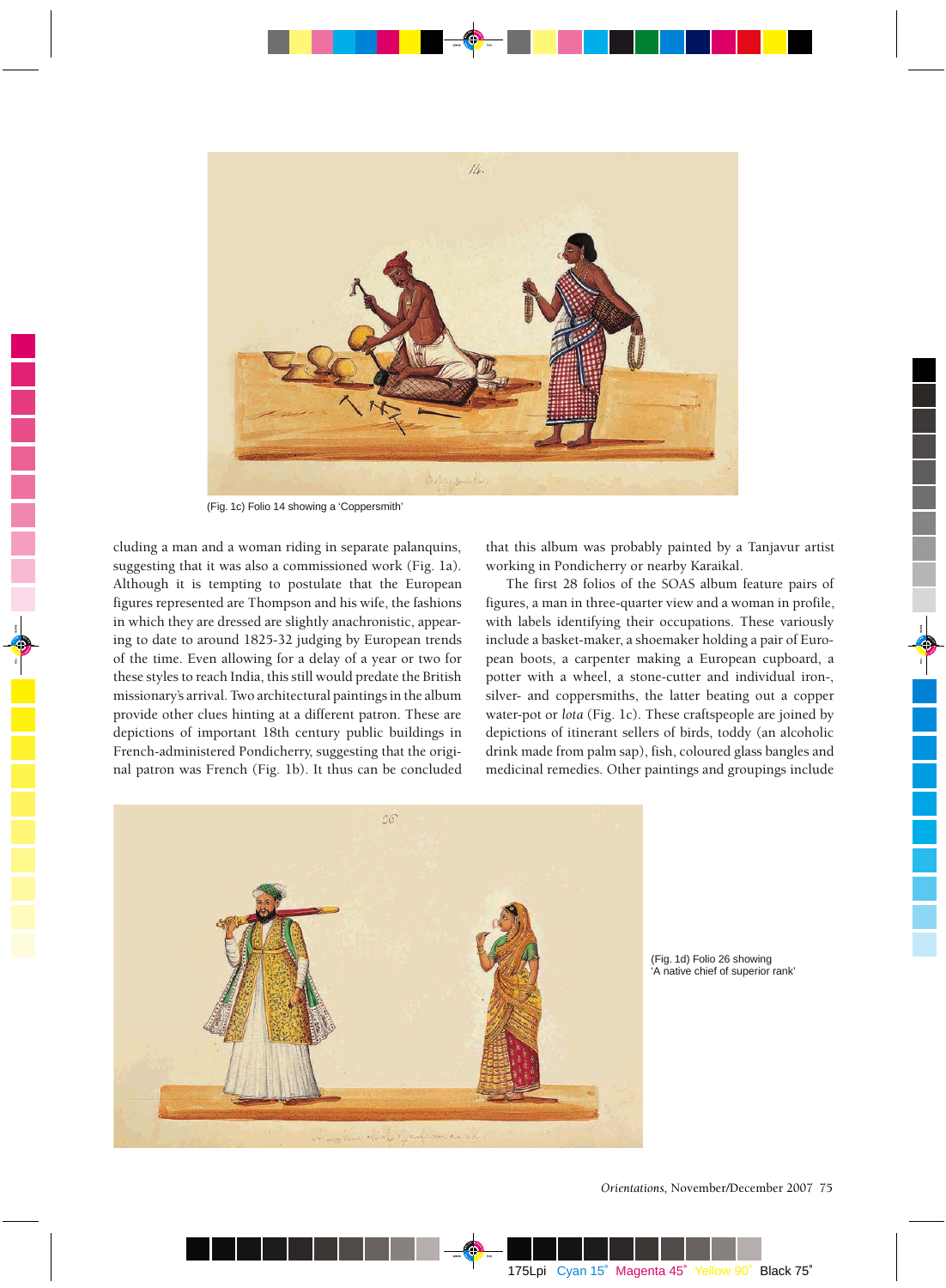(Fig. 1c) Folio 14 showing a 'Coppersmith'

cluding a man and a woman riding in separate palanquins, suggesting that it was also a commissioned work (Fig. 1a). Although it is tempting to postulate that the European figures represented are Thompson and his wife, the fashions in which they are dressed are slightly anachronistic, appearing to date to around 1825-32 judging by European trends of the time. Even allowing for a delay of a year or two for these styles to reach India, this still would predate the British missionary's arrival. Two architectural paintings in the album provide other clues hinting at a different patron. These are depictions of important 18th century public buildings in French-administered Pondicherry, suggesting that the original patron was French (Fig. 1b). It thus can be concluded that this album was probably painted by a Tanjavur artist working in Pondicherry or nearby Karaikal.

The first 28 folios of the SOAS album feature pairs of figures, a man in three-quarter view and a woman in profile, with labels identifying their occupations. These variously include a basket-maker, a shoemaker holding a pair of European boots, a carpenter making a European cupboard, a potter with a wheel, a stone-cutter and individual iron-, silver- and coppersmiths, the latter beating out a copper water-pot or *lota* (Fig. 1c). These craftspeople are joined by depictions of itinerant sellers of birds, toddy (an alcoholic drink made from palm sap), fish, coloured glass bangles and medicinal remedies. Other paintings and groupings include

(Fig. 1d) Folio 26 showing 'A native chief of superior rank'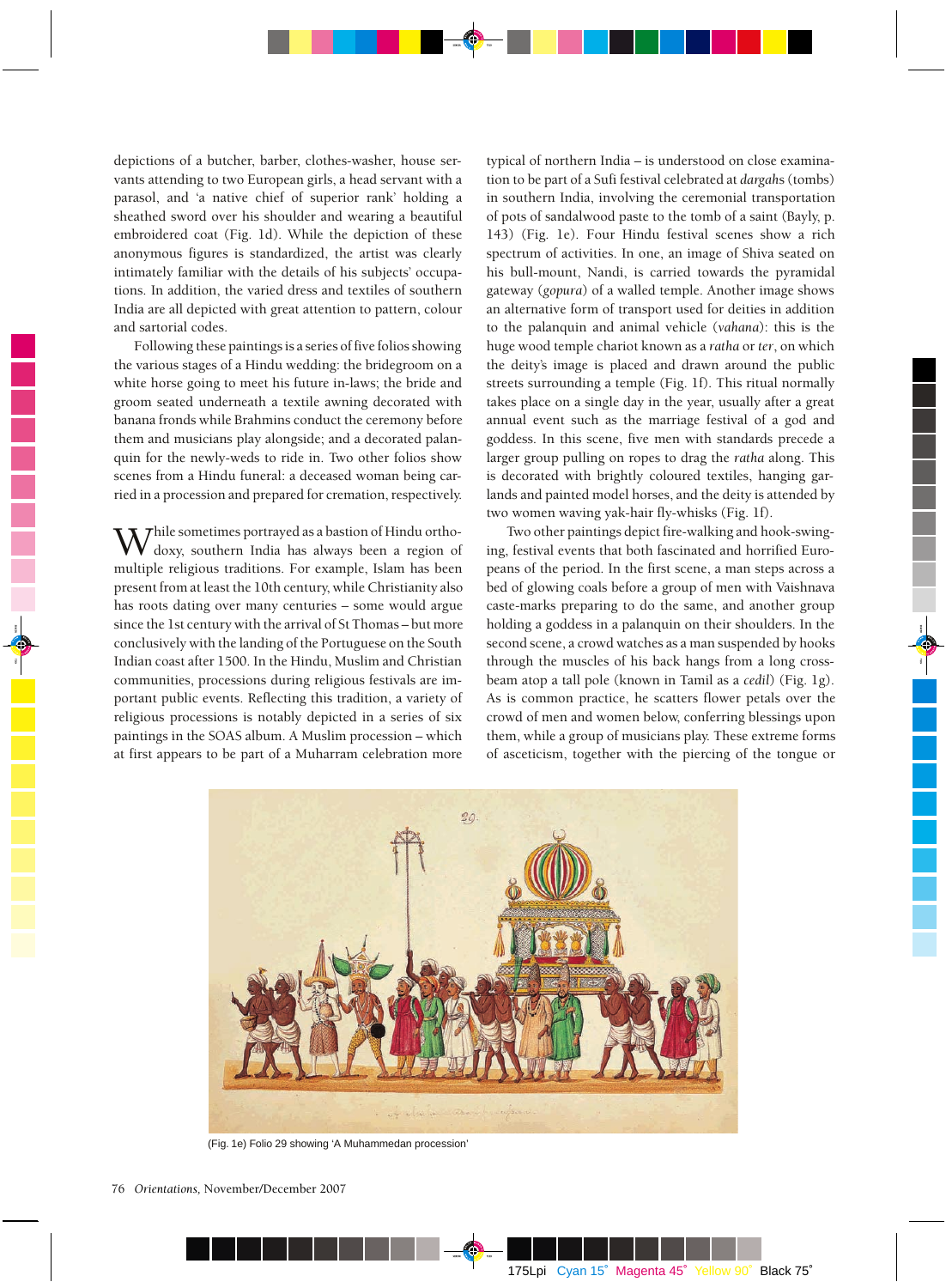depictions of a butcher, barber, clothes-washer, house servants attending to two European girls, a head servant with a parasol, and 'a native chief of superior rank' holding a sheathed sword over his shoulder and wearing a beautiful embroidered coat (Fig. 1d). While the depiction of these anonymous figures is standardized, the artist was clearly intimately familiar with the details of his subjects' occupations. In addition, the varied dress and textiles of southern India are all depicted with great attention to pattern, colour and sartorial codes.

Following these paintings is a series of five folios showing the various stages of a Hindu wedding: the bridegroom on a white horse going to meet his future in-laws; the bride and groom seated underneath a textile awning decorated with banana fronds while Brahmins conduct the ceremony before them and musicians play alongside; and a decorated palanquin for the newly-weds to ride in. Two other folios show scenes from a Hindu funeral: a deceased woman being carried in a procession and prepared for cremation, respectively.

While sometimes portrayed as a bastion of Hindu orthodoxy, southern India has always been a region of multiple religious traditions. For example, Islam has been present from at least the 10th century, while Christianity also has roots dating over many centuries – some would argue since the 1st century with the arrival of St Thomas – but more conclusively with the landing of the Portuguese on the South Indian coast after 1500. In the Hindu, Muslim and Christian communities, processions during religious festivals are important public events. Reflecting this tradition, a variety of religious processions is notably depicted in a series of six paintings in the SOAS album. A Muslim procession – which at first appears to be part of a Muharram celebration more typical of northern India – is understood on close examination to be part of a Sufi festival celebrated at *dargahs* (tombs) in southern India, involving the ceremonial transportation of pots of sandalwood paste to the tomb of a saint (Bayly, p. 143) (Fig. 1e). Four Hindu festival scenes show a rich spectrum of activities. In one, an image of Shiva seated on his bull-mount, Nandi, is carried towards the pyramidal gateway (*gopura*) of a walled temple. Another image shows an alternative form of transport used for deities in addition to the palanquin and animal vehicle (*vahana*): this is the huge wood temple chariot known as a *ratha* or *ter*, on which the deity's image is placed and drawn around the public streets surrounding a temple (Fig. 1f). This ritual normally takes place on a single day in the year, usually after a great annual event such as the marriage festival of a god and goddess. In this scene, five men with standards precede a larger group pulling on ropes to drag the *ratha* along. This is decorated with brightly coloured textiles, hanging garlands and painted model horses, and the deity is attended by two women waving yak-hair fly-whisks (Fig. 1f).

Two other paintings depict fire-walking and hook-swinging, festival events that both fascinated and horrified Europeans of the period. In the first scene, a man steps across a bed of glowing coals before a group of men with Vaishnava caste-marks preparing to do the same, and another group holding a goddess in a palanquin on their shoulders. In the second scene, a crowd watches as a man suspended by hooks through the muscles of his back hangs from a long crossbeam atop a tall pole (known in Tamil as a *cedil*) (Fig. 1g). As is common practice, he scatters flower petals over the crowd of men and women below, conferring blessings upon them, while a group of musicians play. These extreme forms of asceticism, together with the piercing of the tongue or

(Fig. 1e) Folio 29 showing 'A Muhammedan procession'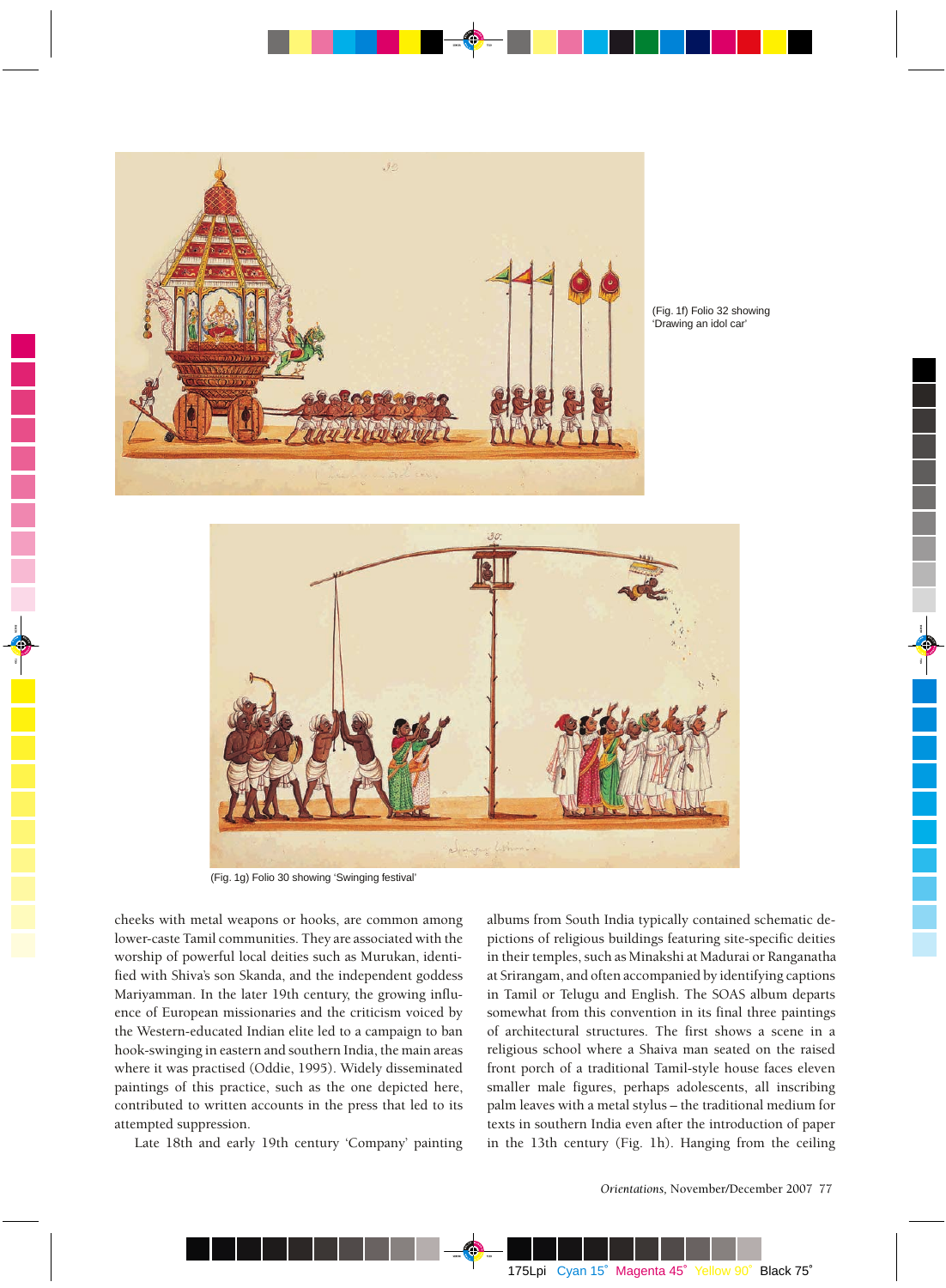(Fig. 1f) Folio 32 showing 'Drawing an idol car'

(Fig. 1g) Folio 30 showing 'Swinging festival'

cheeks with metal weapons or hooks, are common among lower-caste Tamil communities. They are associated with the worship of powerful local deities such as Murukan, identified with Shiva's son Skanda, and the independent goddess Mariyamman. In the later 19th century, the growing influence of European missionaries and the criticism voiced by the Western-educated Indian elite led to a campaign to ban hook-swinging in eastern and southern India, the main areas where it was practised (Oddie, 1995). Widely disseminated paintings of this practice, such as the one depicted here, contributed to written accounts in the press that led to its attempted suppression.

Late 18th and early 19th century 'Company' painting albums from South India typically contained schematic depictions of religious buildings featuring site-specific deities in their temples, such as Minakshi at Madurai or Ranganatha at Srirangam, and often accompanied by identifying captions in Tamil or Telugu and English. The SOAS album departs somewhat from this convention in its final three paintings of architectural structures. The first shows a scene in a religious school where a Shaiva man seated on the raised front porch of a traditional Tamil-style house faces eleven smaller male figures, perhaps adolescents, all inscribing palm leaves with a metal stylus – the traditional medium for texts in southern India even after the introduction of paper in the 13th century (Fig. 1h). Hanging from the ceiling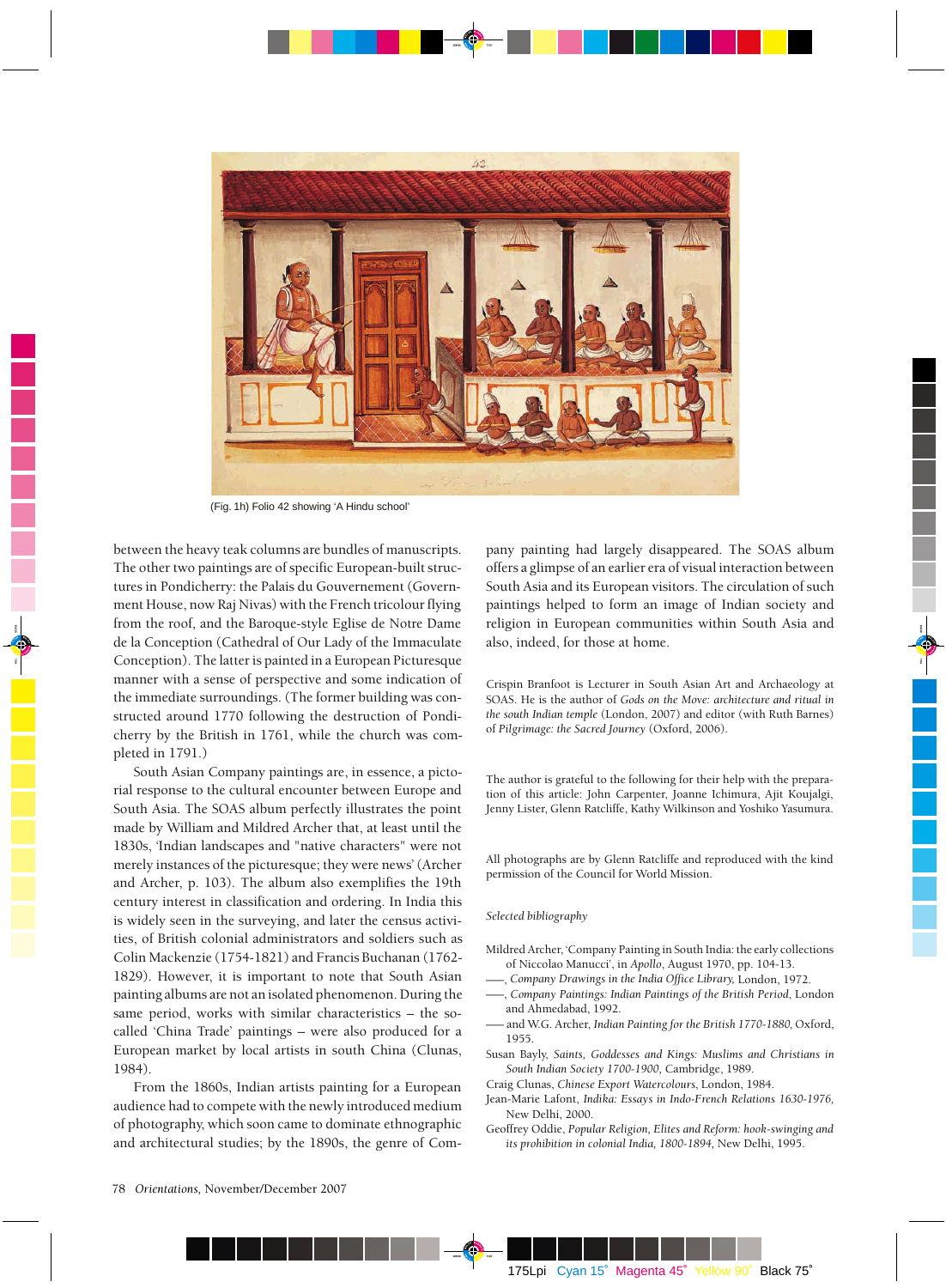(Fig. 1h) Folio 42 showing 'A Hindu school'

between the heavy teak columns are bundles of manuscripts. The other two paintings are of specific European-built structures in Pondicherry: the Palais du Gouvernement (Government House, now Raj Nivas) with the French tricolour flying from the roof, and the Baroque-style Eglise de Notre Dame de la Conception (Cathedral of Our Lady of the Immaculate Conception). The latter is painted in a European Picturesque manner with a sense of perspective and some indication of the immediate surroundings. (The former building was constructed around 1770 following the destruction of Pondicherry by the British in 1761, while the church was completed in 1791.)

South Asian Company paintings are, in essence, a pictorial response to the cultural encounter between Europe and South Asia. The SOAS album perfectly illustrates the point made by William and Mildred Archer that, at least until the 1830s, 'Indian landscapes and "native characters" were not merely instances of the picturesque; they were news' (Archer and Archer, p. 103). The album also exemplifies the 19th century interest in classification and ordering. In India this is widely seen in the surveying, and later the census activities, of British colonial administrators and soldiers such as Colin Mackenzie (1754-1821) and Francis Buchanan (1762-1829). However, it is important to note that South Asian painting albums are not an isolated phenomenon. During the same period, works with similar characteristics – the so-called 'China Trade' paintings – were also produced for a European market by local artists in south China (Clunas, 1984).

From the 1860s, Indian artists painting for a European audience had to compete with the newly introduced medium of photography, which soon came to dominate ethnographic and architectural studies; by the 1890s, the genre of Company painting had largely disappeared. The SOAS album offers a glimpse of an earlier era of visual interaction between South Asia and its European visitors. The circulation of such paintings helped to form an image of Indian society and religion in European communities within South Asia and also, indeed, for those at home.

Crispin Branfoot is Lecturer in South Asian Art and Archaeology at SOAS. He is the author of *Gods on the Move: architecture and ritual in the south Indian temple* (London, 2007) and editor (with Ruth Barnes) of *Pilgrimage: the Sacred Journey* (Oxford, 2006).

The author is grateful to the following for their help with the preparation of this article: John Carpenter, Joanne Ichimura, Ajit Koujalgi, Jenny Lister, Glenn Ratcliffe, Kathy Wilkinson and Yoshiko Yasumura.

All photographs are by Glenn Ratcliffe and reproduced with the kind permission of the Council for World Mission.

*Selected bibliography*

Mildred Archer, 'Company Painting in South India: the early collections of Niccolao Manucci', in *Apollo*, August 1970, pp. 104-13.

——, *Company Drawings in the India Office Library*, London, 1972.

——, *Company Paintings: Indian Paintings of the British Period*, London and Ahmedabad, 1992.

—— and W.G. Archer, *Indian Painting for the British 1770-1880*, Oxford, 1955.

Susan Bayly, *Saints, Goddesses and Kings: Muslims and Christians in South Indian Society 1700-1900*, Cambridge, 1989.

Craig Clunas, *Chinese Export Watercolours*, London, 1984.

Jean-Marie Lafont, *Indika: Essays in Indo-French Relations 1630-1976*, New Delhi, 2000.

Geoffrey Oddie, *Popular Religion, Elites and Reform: hook-swinging and its prohibition in colonial India, 1800-1894*, New Delhi, 1995.